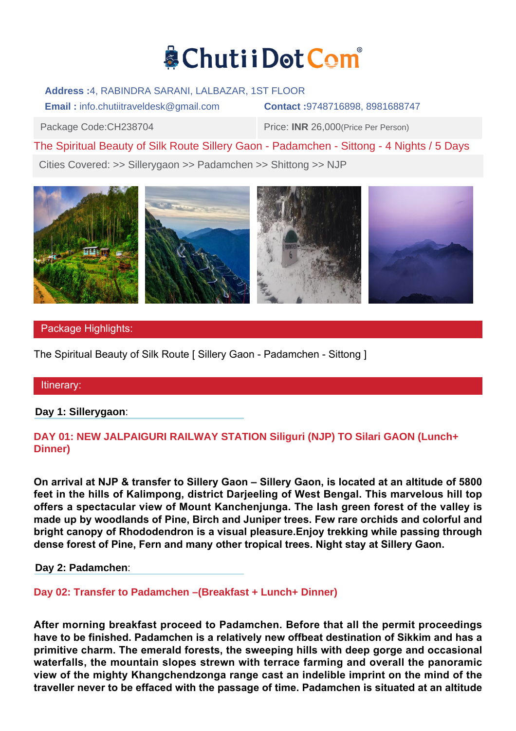# ChutiiDotCom®

**Address :** 4, RABINDRA SARANI, LALBAZAR, 1ST FLOOR

**Email :** info.chutiitraveldesk@gmail.com **Contact :** 9748716898, 8981688747

| Package Code:CH238704 | Price: **INR** 26,000(Price Per Person) |
|---|---|

## The Spiritual Beauty of Silk Route Sillery Gaon - Padamchen - Sittong - 4 Nights / 5 Days

Cities Covered: >> Sillerygaon >> Padamchen >> Shittong >> NJP

## Package Highlights:

The Spiritual Beauty of Silk Route [ Sillery Gaon - Padamchen - Sittong ]

## Itinerary:

**Day 1: Sillerygaon**:

### DAY 01: NEW JALPAIGURI RAILWAY STATION Siliguri (NJP) TO Silari GAON (Lunch+ Dinner)

**On arrival at NJP & transfer to Sillery Gaon – Sillery Gaon, is located at an altitude of 5800 feet in the hills of Kalimpong, district Darjeeling of West Bengal. This marvelous hill top offers a spectacular view of Mount Kanchenjunga. The lash green forest of the valley is made up by woodlands of Pine, Birch and Juniper trees. Few rare orchids and colorful and bright canopy of Rhododendron is a visual pleasure.Enjoy trekking while passing through dense forest of Pine, Fern and many other tropical trees. Night stay at Sillery Gaon.**

**Day 2: Padamchen**:

### Day 02: Transfer to Padamchen –(Breakfast + Lunch+ Dinner)

**After morning breakfast proceed to Padamchen. Before that all the permit proceedings have to be finished. Padamchen is a relatively new offbeat destination of Sikkim and has a primitive charm. The emerald forests, the sweeping hills with deep gorge and occasional waterfalls, the mountain slopes strewn with terrace farming and overall the panoramic view of the mighty Khangchendzonga range cast an indelible imprint on the mind of the traveller never to be effaced with the passage of time. Padamchen is situated at an altitude**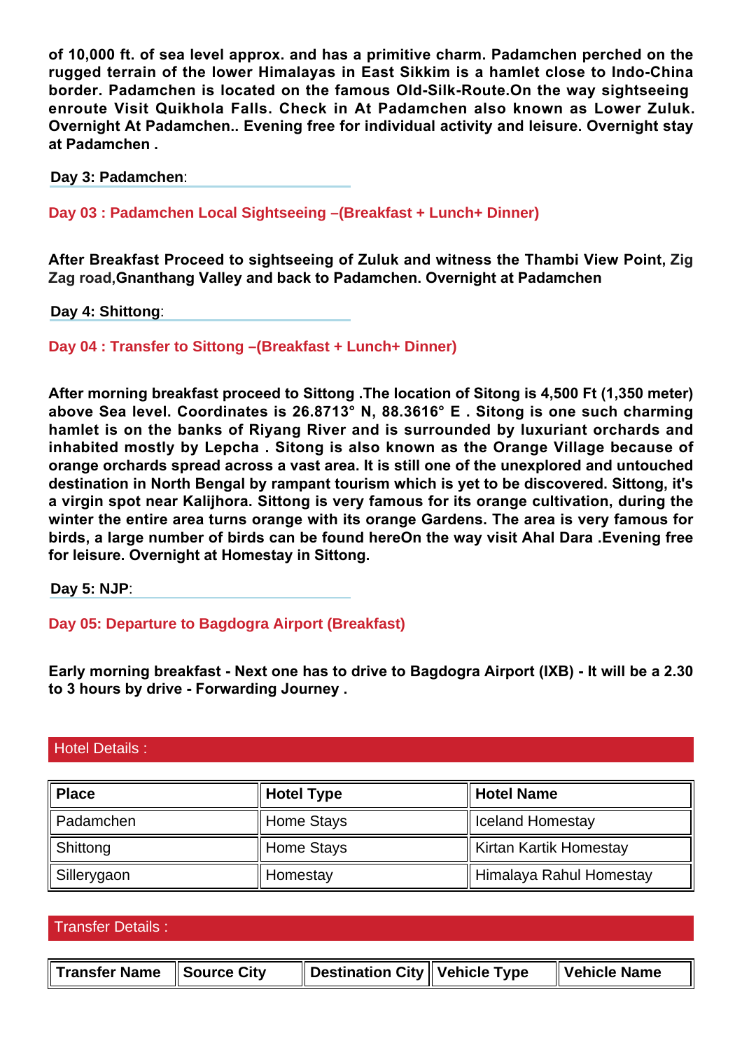**of 10,000 ft. of sea level approx. and has a primitive charm. Padamchen perched on the rugged terrain of the lower Himalayas in East Sikkim is a hamlet close to Indo-China border. Padamchen is located on the famous Old-Silk-Route.On the way sightseeing enroute Visit Quikhola Falls. Check in At Padamchen also known as Lower Zuluk. Overnight At Padamchen.. Evening free for individual activity and leisure. Overnight stay at Padamchen .**

**Day 3: Padamchen**:

### Day 03 : Padamchen Local Sightseeing –(Breakfast + Lunch+ Dinner)

**After Breakfast Proceed to sightseeing of Zuluk and witness the Thambi View Point, Zig Zag road,Gnanthang Valley and back to Padamchen. Overnight at Padamchen**

**Day 4: Shittong**:

### Day 04 : Transfer to Sittong –(Breakfast + Lunch+ Dinner)

**After morning breakfast proceed to Sittong .The location of Sitong is 4,500 Ft (1,350 meter) above Sea level. Coordinates is 26.8713° N, 88.3616° E . Sitong is one such charming hamlet is on the banks of Riyang River and is surrounded by luxuriant orchards and inhabited mostly by Lepcha . Sitong is also known as the Orange Village because of orange orchards spread across a vast area. It is still one of the unexplored and untouched destination in North Bengal by rampant tourism which is yet to be discovered. Sittong, it's a virgin spot near Kalijhora. Sittong is very famous for its orange cultivation, during the winter the entire area turns orange with its orange Gardens. The area is very famous for birds, a large number of birds can be found hereOn the way visit Ahal Dara .Evening free for leisure. Overnight at Homestay in Sittong.**

**Day 5: NJP**:

### Day 05: Departure to Bagdogra Airport (Breakfast)

**Early morning breakfast - Next one has to drive to Bagdogra Airport (IXB) - It will be a 2.30 to 3 hours by drive - Forwarding Journey .**

## Hotel Details :

| Place | Hotel Type | Hotel Name |
|---|---|---|
| Padamchen | Home Stays | Iceland Homestay |
| Shittong | Home Stays | Kirtan Kartik Homestay |
| Sillerygaon | Homestay | Himalaya Rahul Homestay |

## Transfer Details :

| Transfer Name | Source City | Destination City | Vehicle Type | Vehicle Name |
|---|---|---|---|---|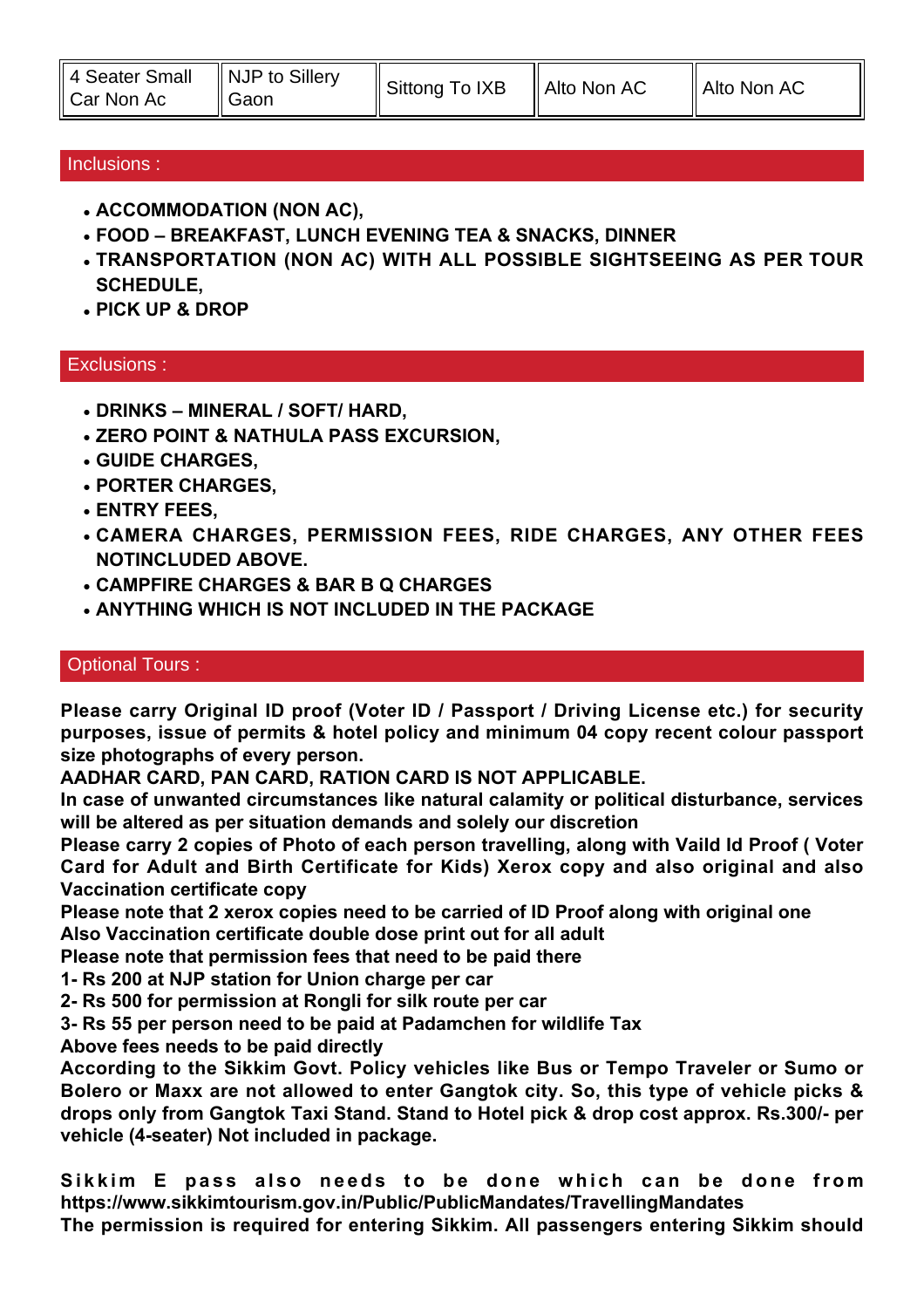| 4 Seater Small Car Non Ac | NJP to Sillery Gaon | Sittong To IXB | Alto Non AC | Alto Non AC |
|---|---|---|---|---|

## Inclusions :

- **ACCOMMODATION (NON AC),**
- **FOOD – BREAKFAST, LUNCH EVENING TEA & SNACKS, DINNER**
- **TRANSPORTATION (NON AC) WITH ALL POSSIBLE SIGHTSEEING AS PER TOUR SCHEDULE,**
- **PICK UP & DROP**

## Exclusions :

- **DRINKS – MINERAL / SOFT/ HARD,**
- **ZERO POINT & NATHULA PASS EXCURSION,**
- **GUIDE CHARGES,**
- **PORTER CHARGES,**
- **ENTRY FEES,**
- **CAMERA CHARGES, PERMISSION FEES, RIDE CHARGES, ANY OTHER FEES NOTINCLUDED ABOVE.**
- **CAMPFIRE CHARGES & BAR B Q CHARGES**
- **ANYTHING WHICH IS NOT INCLUDED IN THE PACKAGE**

## Optional Tours :

**Please carry Original ID proof (Voter ID / Passport / Driving License etc.) for security purposes, issue of permits & hotel policy and minimum 04 copy recent colour passport size photographs of every person.**
**AADHAR CARD, PAN CARD, RATION CARD IS NOT APPLICABLE.**
**In case of unwanted circumstances like natural calamity or political disturbance, services will be altered as per situation demands and solely our discretion**
**Please carry 2 copies of Photo of each person travelling, along with Vaild Id Proof ( Voter Card for Adult and Birth Certificate for Kids) Xerox copy and also original and also Vaccination certificate copy**
**Please note that 2 xerox copies need to be carried of ID Proof along with original one**
**Also Vaccination certificate double dose print out for all adult**
**Please note that permission fees that need to be paid there**
**1- Rs 200 at NJP station for Union charge per car**
**2- Rs 500 for permission at Rongli for silk route per car**
**3- Rs 55 per person need to be paid at Padamchen for wildlife Tax**
**Above fees needs to be paid directly**
**According to the Sikkim Govt. Policy vehicles like Bus or Tempo Traveler or Sumo or Bolero or Maxx are not allowed to enter Gangtok city. So, this type of vehicle picks & drops only from Gangtok Taxi Stand. Stand to Hotel pick & drop cost approx. Rs.300/- per vehicle (4-seater) Not included in package.**

**Sikkim E pass also needs to be done which can be done from https://www.sikkimtourism.gov.in/Public/PublicMandates/TravellingMandates**
**The permission is required for entering Sikkim. All passengers entering Sikkim should**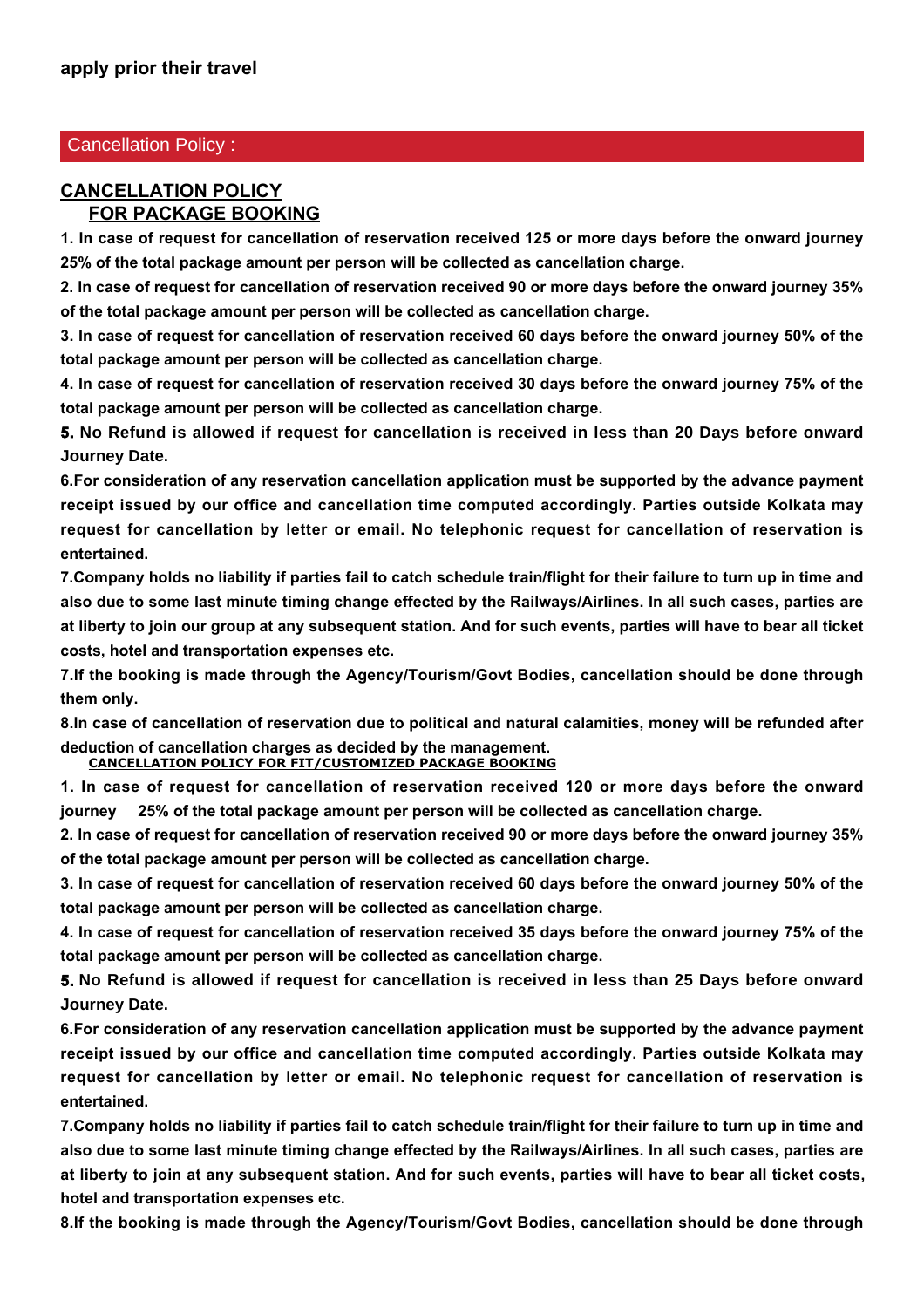**apply prior their travel**

## Cancellation Policy :

### CANCELLATION POLICY
### FOR PACKAGE BOOKING

**1. In case of request for cancellation of reservation received 125 or more days before the onward journey 25% of the total package amount per person will be collected as cancellation charge.**

**2. In case of request for cancellation of reservation received 90 or more days before the onward journey 35% of the total package amount per person will be collected as cancellation charge.**

**3. In case of request for cancellation of reservation received 60 days before the onward journey 50% of the total package amount per person will be collected as cancellation charge.**

**4. In case of request for cancellation of reservation received 30 days before the onward journey 75% of the total package amount per person will be collected as cancellation charge.**

**5. No Refund is allowed if request for cancellation is received in less than 20 Days before onward Journey Date.**

**6.For consideration of any reservation cancellation application must be supported by the advance payment receipt issued by our office and cancellation time computed accordingly. Parties outside Kolkata may request for cancellation by letter or email. No telephonic request for cancellation of reservation is entertained.**

**7.Company holds no liability if parties fail to catch schedule train/flight for their failure to turn up in time and also due to some last minute timing change effected by the Railways/Airlines. In all such cases, parties are at liberty to join our group at any subsequent station. And for such events, parties will have to bear all ticket costs, hotel and transportation expenses etc.**

**7.If the booking is made through the Agency/Tourism/Govt Bodies, cancellation should be done through them only.**

**8.In case of cancellation of reservation due to political and natural calamities, money will be refunded after deduction of cancellation charges as decided by the management.**

**CANCELLATION POLICY FOR FIT/CUSTOMIZED PACKAGE BOOKING**

**1. In case of request for cancellation of reservation received 120 or more days before the onward journey 25% of the total package amount per person will be collected as cancellation charge.**

**2. In case of request for cancellation of reservation received 90 or more days before the onward journey 35% of the total package amount per person will be collected as cancellation charge.**

**3. In case of request for cancellation of reservation received 60 days before the onward journey 50% of the total package amount per person will be collected as cancellation charge.**

**4. In case of request for cancellation of reservation received 35 days before the onward journey 75% of the total package amount per person will be collected as cancellation charge.**

**5. No Refund is allowed if request for cancellation is received in less than 25 Days before onward Journey Date.**

**6.For consideration of any reservation cancellation application must be supported by the advance payment receipt issued by our office and cancellation time computed accordingly. Parties outside Kolkata may request for cancellation by letter or email. No telephonic request for cancellation of reservation is entertained.**

**7.Company holds no liability if parties fail to catch schedule train/flight for their failure to turn up in time and also due to some last minute timing change effected by the Railways/Airlines. In all such cases, parties are at liberty to join at any subsequent station. And for such events, parties will have to bear all ticket costs, hotel and transportation expenses etc.**

**8.If the booking is made through the Agency/Tourism/Govt Bodies, cancellation should be done through**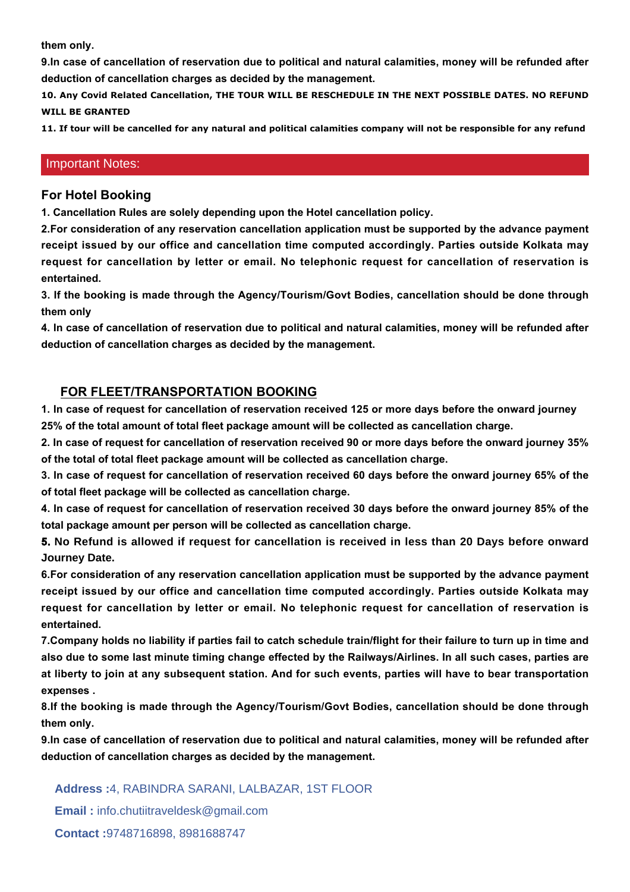**them only.**

**9.In case of cancellation of reservation due to political and natural calamities, money will be refunded after deduction of cancellation charges as decided by the management.**

**10. Any Covid Related Cancellation, THE TOUR WILL BE RESCHEDULE IN THE NEXT POSSIBLE DATES. NO REFUND WILL BE GRANTED**

**11. If tour will be cancelled for any natural and political calamities company will not be responsible for any refund**

## Important Notes:

### For Hotel Booking

**1. Cancellation Rules are solely depending upon the Hotel cancellation policy.**

**2.For consideration of any reservation cancellation application must be supported by the advance payment receipt issued by our office and cancellation time computed accordingly. Parties outside Kolkata may request for cancellation by letter or email. No telephonic request for cancellation of reservation is entertained.**

**3. If the booking is made through the Agency/Tourism/Govt Bodies, cancellation should be done through them only**

**4. In case of cancellation of reservation due to political and natural calamities, money will be refunded after deduction of cancellation charges as decided by the management.**

### FOR FLEET/TRANSPORTATION BOOKING

**1. In case of request for cancellation of reservation received 125 or more days before the onward journey 25% of the total amount of total fleet package amount will be collected as cancellation charge.**

**2. In case of request for cancellation of reservation received 90 or more days before the onward journey 35% of the total of total fleet package amount will be collected as cancellation charge.**

**3. In case of request for cancellation of reservation received 60 days before the onward journey 65% of the of total fleet package will be collected as cancellation charge.**

**4. In case of request for cancellation of reservation received 30 days before the onward journey 85% of the total package amount per person will be collected as cancellation charge.**

**5. No Refund is allowed if request for cancellation is received in less than 20 Days before onward Journey Date.**

**6.For consideration of any reservation cancellation application must be supported by the advance payment receipt issued by our office and cancellation time computed accordingly. Parties outside Kolkata may request for cancellation by letter or email. No telephonic request for cancellation of reservation is entertained.**

**7.Company holds no liability if parties fail to catch schedule train/flight for their failure to turn up in time and also due to some last minute timing change effected by the Railways/Airlines. In all such cases, parties are at liberty to join at any subsequent station. And for such events, parties will have to bear transportation expenses .**

**8.If the booking is made through the Agency/Tourism/Govt Bodies, cancellation should be done through them only.**

**9.In case of cancellation of reservation due to political and natural calamities, money will be refunded after deduction of cancellation charges as decided by the management.**

**Address :**4, RABINDRA SARANI, LALBAZAR, 1ST FLOOR

**Email :** info.chutiitraveldesk@gmail.com

**Contact :**9748716898, 8981688747